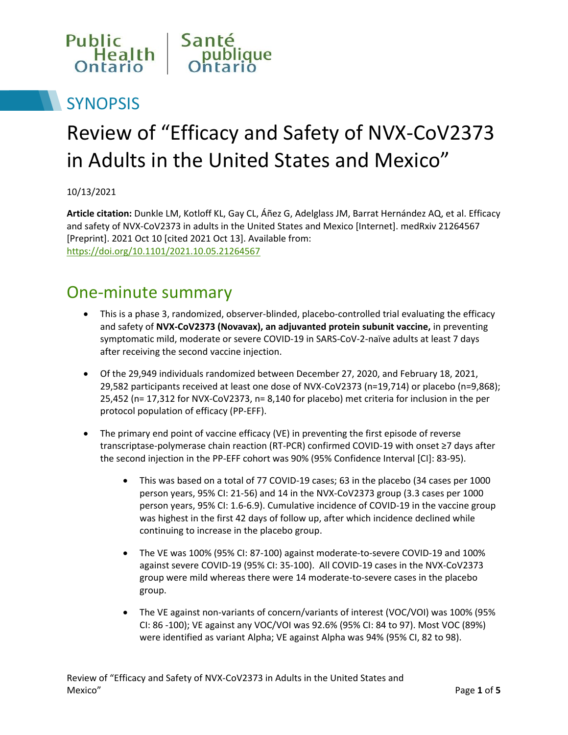Public Health Ontario | Santé publique Ontario

## SYNOPSIS

# Review of “Efficacy and Safety of NVX-CoV2373 in Adults in the United States and Mexico”

10/13/2021

**Article citation:** Dunkle LM, Kotloff KL, Gay CL, Áñez G, Adelglass JM, Barrat Hernández AQ, et al. Efficacy and safety of NVX-CoV2373 in adults in the United States and Mexico [Internet]. medRxiv 21264567 [Preprint]. 2021 Oct 10 [cited 2021 Oct 13]. Available from: https://doi.org/10.1101/2021.10.05.21264567

## One-minute summary

- This is a phase 3, randomized, observer-blinded, placebo-controlled trial evaluating the efficacy and safety of **NVX-CoV2373 (Novavax), an adjuvanted protein subunit vaccine,** in preventing symptomatic mild, moderate or severe COVID-19 in SARS-CoV-2-naïve adults at least 7 days after receiving the second vaccine injection.
- Of the 29,949 individuals randomized between December 27, 2020, and February 18, 2021, 29,582 participants received at least one dose of NVX-CoV2373 (n=19,714) or placebo (n=9,868); 25,452 (n= 17,312 for NVX-CoV2373, n= 8,140 for placebo) met criteria for inclusion in the per protocol population of efficacy (PP-EFF).
- The primary end point of vaccine efficacy (VE) in preventing the first episode of reverse transcriptase-polymerase chain reaction (RT-PCR) confirmed COVID-19 with onset ≥7 days after the second injection in the PP-EFF cohort was 90% (95% Confidence Interval [CI]: 83-95).
  - This was based on a total of 77 COVID-19 cases; 63 in the placebo (34 cases per 1000 person years, 95% CI: 21-56) and 14 in the NVX-CoV2373 group (3.3 cases per 1000 person years, 95% CI: 1.6-6.9). Cumulative incidence of COVID-19 in the vaccine group was highest in the first 42 days of follow up, after which incidence declined while continuing to increase in the placebo group.
  - The VE was 100% (95% CI: 87-100) against moderate-to-severe COVID-19 and 100% against severe COVID-19 (95% CI: 35-100). All COVID-19 cases in the NVX-CoV2373 group were mild whereas there were 14 moderate-to-severe cases in the placebo group.
  - The VE against non-variants of concern/variants of interest (VOC/VOI) was 100% (95% CI: 86 -100); VE against any VOC/VOI was 92.6% (95% CI: 84 to 97). Most VOC (89%) were identified as variant Alpha; VE against Alpha was 94% (95% CI, 82 to 98).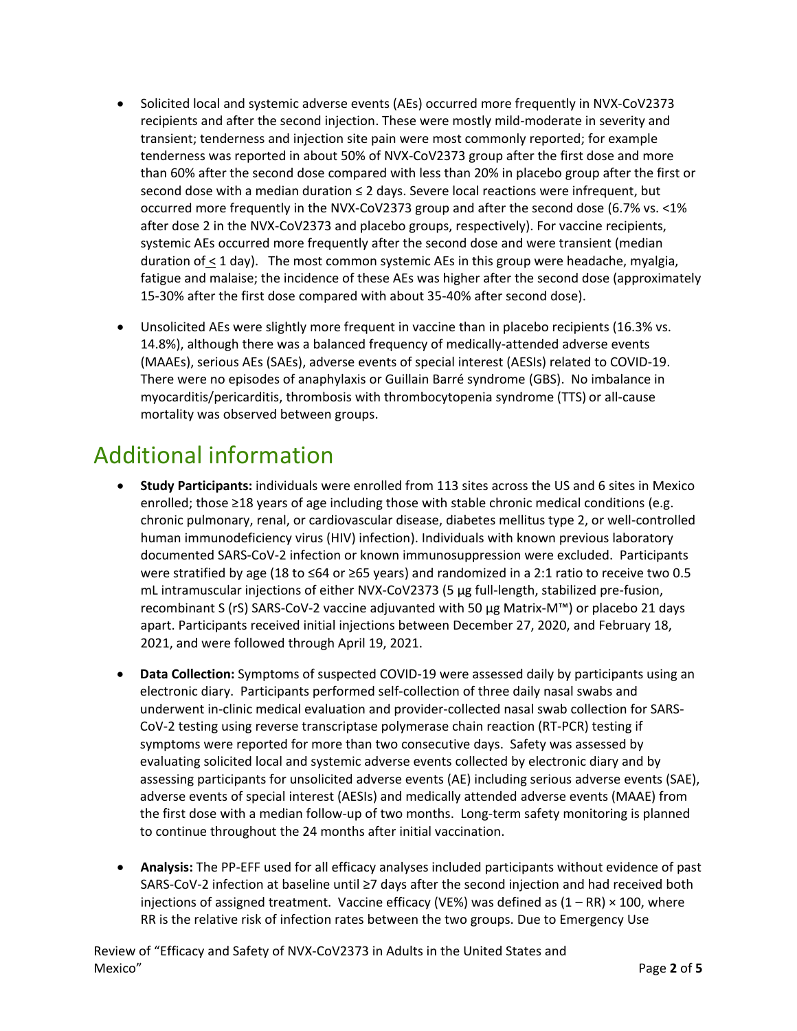- Solicited local and systemic adverse events (AEs) occurred more frequently in NVX-CoV2373 recipients and after the second injection. These were mostly mild-moderate in severity and transient; tenderness and injection site pain were most commonly reported; for example tenderness was reported in about 50% of NVX-CoV2373 group after the first dose and more than 60% after the second dose compared with less than 20% in placebo group after the first or second dose with a median duration ≤ 2 days. Severe local reactions were infrequent, but occurred more frequently in the NVX-CoV2373 group and after the second dose (6.7% vs. <1% after dose 2 in the NVX-CoV2373 and placebo groups, respectively). For vaccine recipients, systemic AEs occurred more frequently after the second dose and were transient (median duration of ≤ 1 day). The most common systemic AEs in this group were headache, myalgia, fatigue and malaise; the incidence of these AEs was higher after the second dose (approximately 15-30% after the first dose compared with about 35-40% after second dose).

- Unsolicited AEs were slightly more frequent in vaccine than in placebo recipients (16.3% vs. 14.8%), although there was a balanced frequency of medically-attended adverse events (MAAEs), serious AEs (SAEs), adverse events of special interest (AESIs) related to COVID-19. There were no episodes of anaphylaxis or Guillain Barré syndrome (GBS). No imbalance in myocarditis/pericarditis, thrombosis with thrombocytopenia syndrome (TTS) or all-cause mortality was observed between groups.

# Additional information

- **Study Participants:** individuals were enrolled from 113 sites across the US and 6 sites in Mexico enrolled; those ≥18 years of age including those with stable chronic medical conditions (e.g. chronic pulmonary, renal, or cardiovascular disease, diabetes mellitus type 2, or well-controlled human immunodeficiency virus (HIV) infection). Individuals with known previous laboratory documented SARS-CoV-2 infection or known immunosuppression were excluded. Participants were stratified by age (18 to ≤64 or ≥65 years) and randomized in a 2:1 ratio to receive two 0.5 mL intramuscular injections of either NVX-CoV2373 (5 µg full-length, stabilized pre-fusion, recombinant S (rS) SARS-CoV-2 vaccine adjuvanted with 50 µg Matrix-M™) or placebo 21 days apart. Participants received initial injections between December 27, 2020, and February 18, 2021, and were followed through April 19, 2021.

- **Data Collection:** Symptoms of suspected COVID-19 were assessed daily by participants using an electronic diary. Participants performed self-collection of three daily nasal swabs and underwent in-clinic medical evaluation and provider-collected nasal swab collection for SARS-CoV-2 testing using reverse transcriptase polymerase chain reaction (RT-PCR) testing if symptoms were reported for more than two consecutive days. Safety was assessed by evaluating solicited local and systemic adverse events collected by electronic diary and by assessing participants for unsolicited adverse events (AE) including serious adverse events (SAE), adverse events of special interest (AESIs) and medically attended adverse events (MAAE) from the first dose with a median follow-up of two months. Long-term safety monitoring is planned to continue throughout the 24 months after initial vaccination.

- **Analysis:** The PP-EFF used for all efficacy analyses included participants without evidence of past SARS-CoV-2 infection at baseline until ≥7 days after the second injection and had received both injections of assigned treatment. Vaccine efficacy (VE%) was defined as $(1 – RR) \times 100$, where RR is the relative risk of infection rates between the two groups. Due to Emergency Use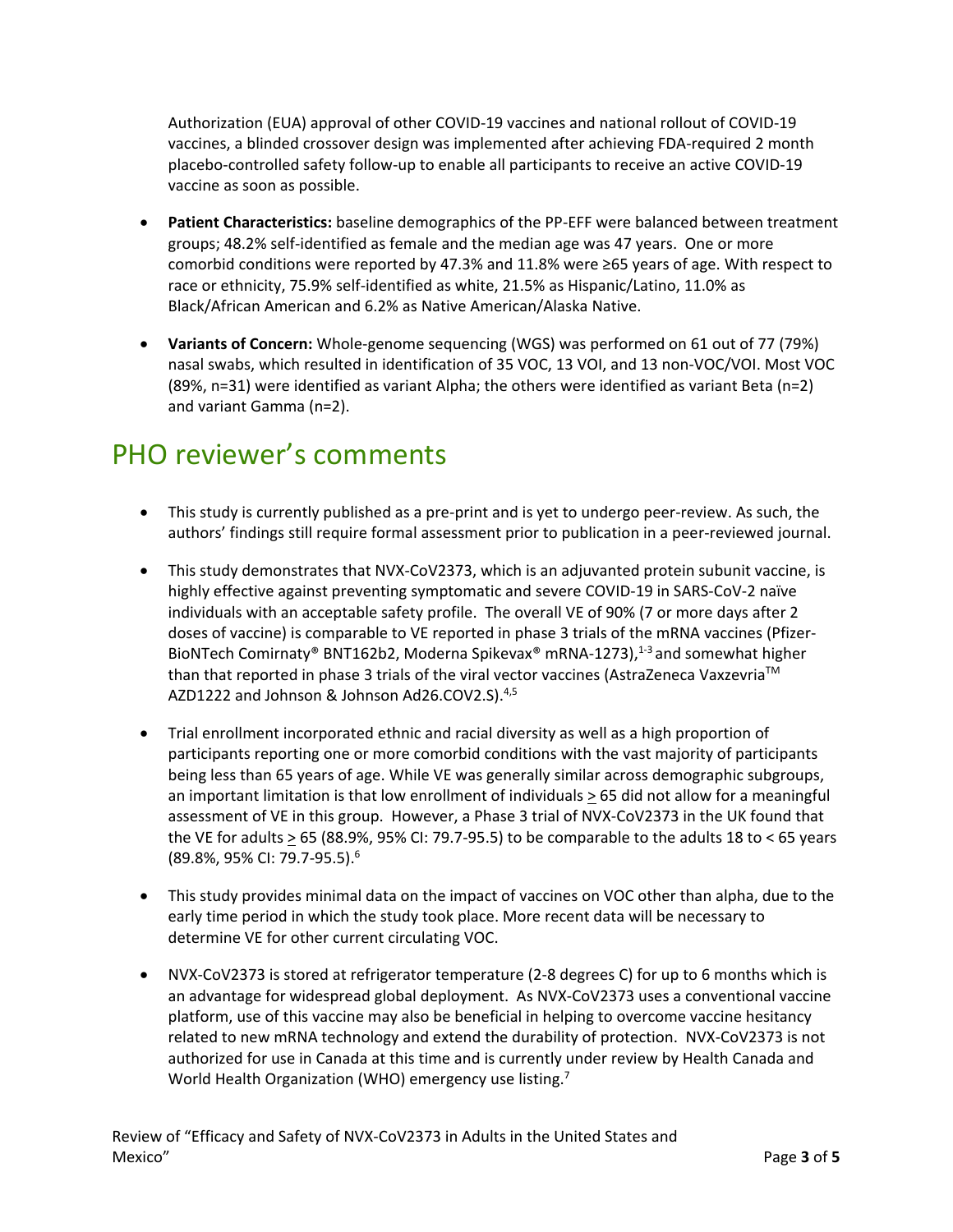Authorization (EUA) approval of other COVID-19 vaccines and national rollout of COVID-19 vaccines, a blinded crossover design was implemented after achieving FDA-required 2 month placebo-controlled safety follow-up to enable all participants to receive an active COVID-19 vaccine as soon as possible.

- **Patient Characteristics:** baseline demographics of the PP-EFF were balanced between treatment groups; 48.2% self-identified as female and the median age was 47 years. One or more comorbid conditions were reported by 47.3% and 11.8% were ≥65 years of age. With respect to race or ethnicity, 75.9% self-identified as white, 21.5% as Hispanic/Latino, 11.0% as Black/African American and 6.2% as Native American/Alaska Native.
- **Variants of Concern:** Whole-genome sequencing (WGS) was performed on 61 out of 77 (79%) nasal swabs, which resulted in identification of 35 VOC, 13 VOI, and 13 non-VOC/VOI. Most VOC (89%, n=31) were identified as variant Alpha; the others were identified as variant Beta (n=2) and variant Gamma (n=2).

# PHO reviewer's comments

- This study is currently published as a pre-print and is yet to undergo peer-review. As such, the authors' findings still require formal assessment prior to publication in a peer-reviewed journal.
- This study demonstrates that NVX-CoV2373, which is an adjuvanted protein subunit vaccine, is highly effective against preventing symptomatic and severe COVID-19 in SARS-CoV-2 naïve individuals with an acceptable safety profile. The overall VE of 90% (7 or more days after 2 doses of vaccine) is comparable to VE reported in phase 3 trials of the mRNA vaccines (Pfizer-BioNTech Comirnaty® BNT162b2, Moderna Spikevax® mRNA-1273),[1-3] and somewhat higher than that reported in phase 3 trials of the viral vector vaccines (AstraZeneca Vaxzevria™ AZD1222 and Johnson & Johnson Ad26.COV2.S).[4,5]
- Trial enrollment incorporated ethnic and racial diversity as well as a high proportion of participants reporting one or more comorbid conditions with the vast majority of participants being less than 65 years of age. While VE was generally similar across demographic subgroups, an important limitation is that low enrollment of individuals ≥ 65 did not allow for a meaningful assessment of VE in this group. However, a Phase 3 trial of NVX-CoV2373 in the UK found that the VE for adults ≥ 65 (88.9%, 95% CI: 79.7-95.5) to be comparable to the adults 18 to < 65 years (89.8%, 95% CI: 79.7-95.5).[6]
- This study provides minimal data on the impact of vaccines on VOC other than alpha, due to the early time period in which the study took place. More recent data will be necessary to determine VE for other current circulating VOC.
- NVX-CoV2373 is stored at refrigerator temperature (2-8 degrees C) for up to 6 months which is an advantage for widespread global deployment. As NVX-CoV2373 uses a conventional vaccine platform, use of this vaccine may also be beneficial in helping to overcome vaccine hesitancy related to new mRNA technology and extend the durability of protection. NVX-CoV2373 is not authorized for use in Canada at this time and is currently under review by Health Canada and World Health Organization (WHO) emergency use listing.[7]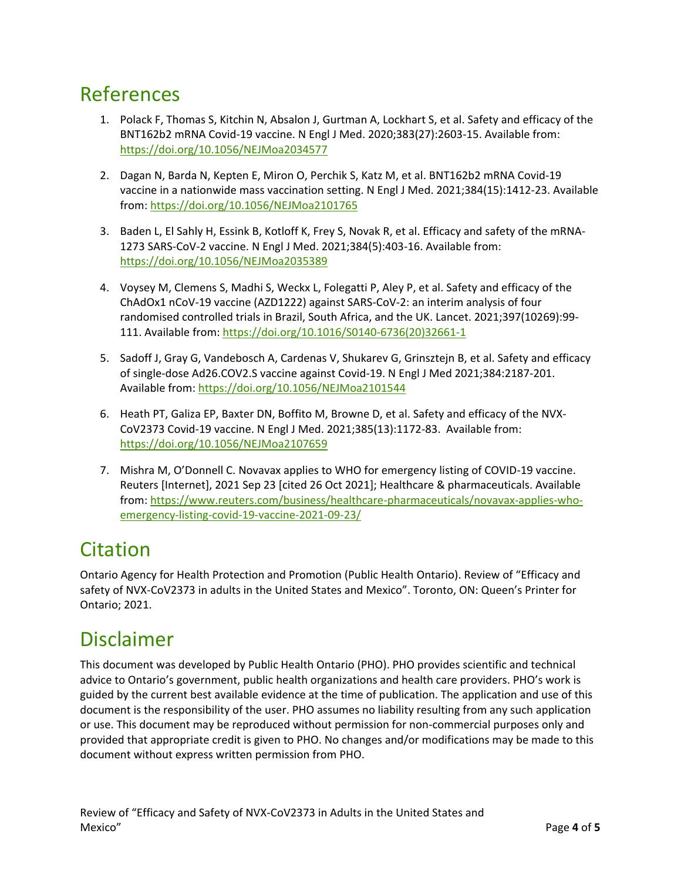## References

1. Polack F, Thomas S, Kitchin N, Absalon J, Gurtman A, Lockhart S, et al. Safety and efficacy of the BNT162b2 mRNA Covid-19 vaccine. N Engl J Med. 2020;383(27):2603-15. Available from: https://doi.org/10.1056/NEJMoa2034577

2. Dagan N, Barda N, Kepten E, Miron O, Perchik S, Katz M, et al. BNT162b2 mRNA Covid-19 vaccine in a nationwide mass vaccination setting. N Engl J Med. 2021;384(15):1412-23. Available from: https://doi.org/10.1056/NEJMoa2101765

3. Baden L, El Sahly H, Essink B, Kotloff K, Frey S, Novak R, et al. Efficacy and safety of the mRNA-1273 SARS-CoV-2 vaccine. N Engl J Med. 2021;384(5):403-16. Available from: https://doi.org/10.1056/NEJMoa2035389

4. Voysey M, Clemens S, Madhi S, Weckx L, Folegatti P, Aley P, et al. Safety and efficacy of the ChAdOx1 nCoV-19 vaccine (AZD1222) against SARS-CoV-2: an interim analysis of four randomised controlled trials in Brazil, South Africa, and the UK. Lancet. 2021;397(10269):99-111. Available from: https://doi.org/10.1016/S0140-6736(20)32661-1

5. Sadoff J, Gray G, Vandebosch A, Cardenas V, Shukarev G, Grinsztejn B, et al. Safety and efficacy of single-dose Ad26.COV2.S vaccine against Covid-19. N Engl J Med 2021;384:2187-201. Available from: https://doi.org/10.1056/NEJMoa2101544

6. Heath PT, Galiza EP, Baxter DN, Boffito M, Browne D, et al. Safety and efficacy of the NVX-CoV2373 Covid-19 vaccine. N Engl J Med. 2021;385(13):1172-83. Available from: https://doi.org/10.1056/NEJMoa2107659

7. Mishra M, O'Donnell C. Novavax applies to WHO for emergency listing of COVID-19 vaccine. Reuters [Internet], 2021 Sep 23 [cited 26 Oct 2021]; Healthcare & pharmaceuticals. Available from: https://www.reuters.com/business/healthcare-pharmaceuticals/novavax-applies-who-emergency-listing-covid-19-vaccine-2021-09-23/

## Citation

Ontario Agency for Health Protection and Promotion (Public Health Ontario). Review of "Efficacy and safety of NVX-CoV2373 in adults in the United States and Mexico". Toronto, ON: Queen's Printer for Ontario; 2021.

## Disclaimer

This document was developed by Public Health Ontario (PHO). PHO provides scientific and technical advice to Ontario's government, public health organizations and health care providers. PHO's work is guided by the current best available evidence at the time of publication. The application and use of this document is the responsibility of the user. PHO assumes no liability resulting from any such application or use. This document may be reproduced without permission for non-commercial purposes only and provided that appropriate credit is given to PHO. No changes and/or modifications may be made to this document without express written permission from PHO.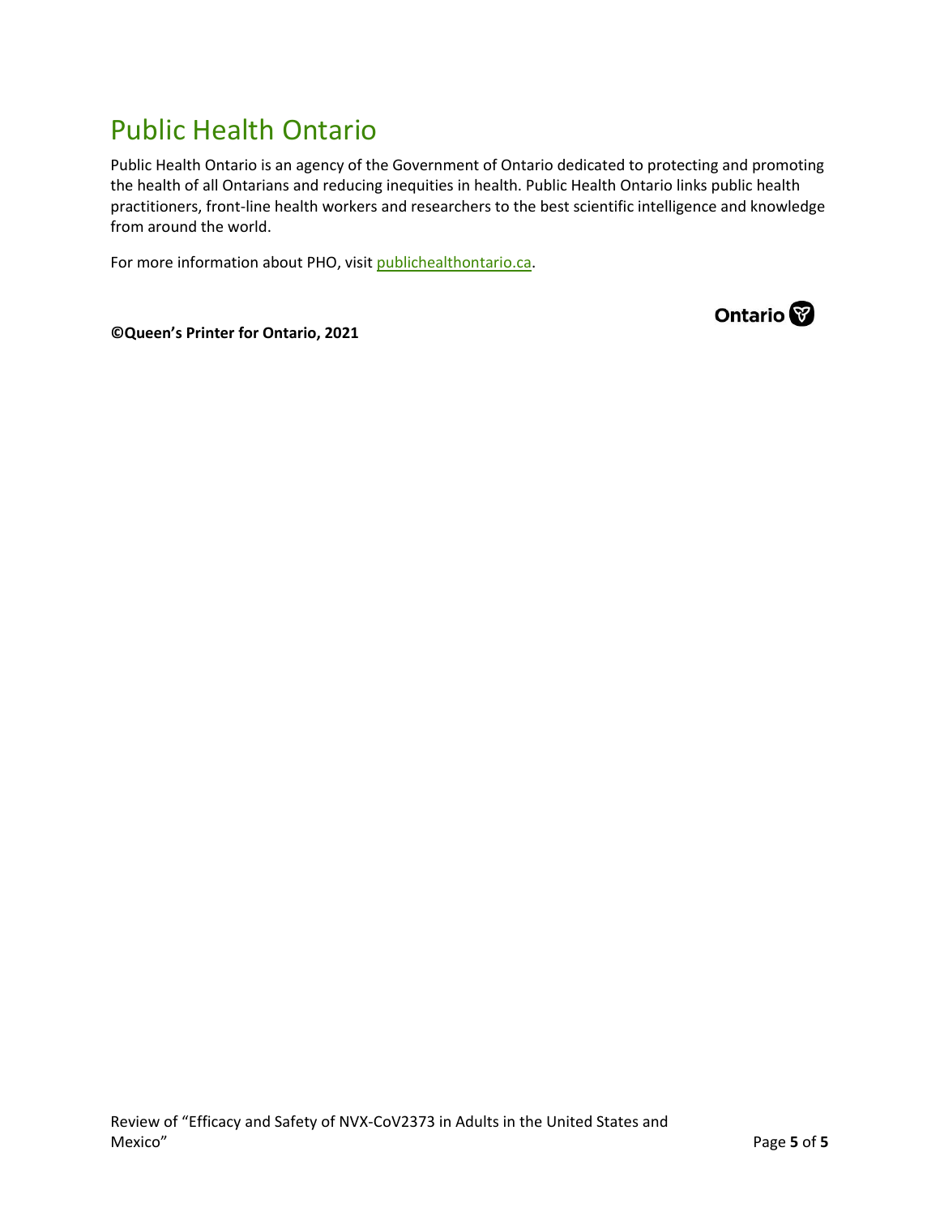# Public Health Ontario

Public Health Ontario is an agency of the Government of Ontario dedicated to protecting and promoting the health of all Ontarians and reducing inequities in health. Public Health Ontario links public health practitioners, front-line health workers and researchers to the best scientific intelligence and knowledge from around the world.

For more information about PHO, visit publichealthontario.ca.

**©Queen's Printer for Ontario, 2021**